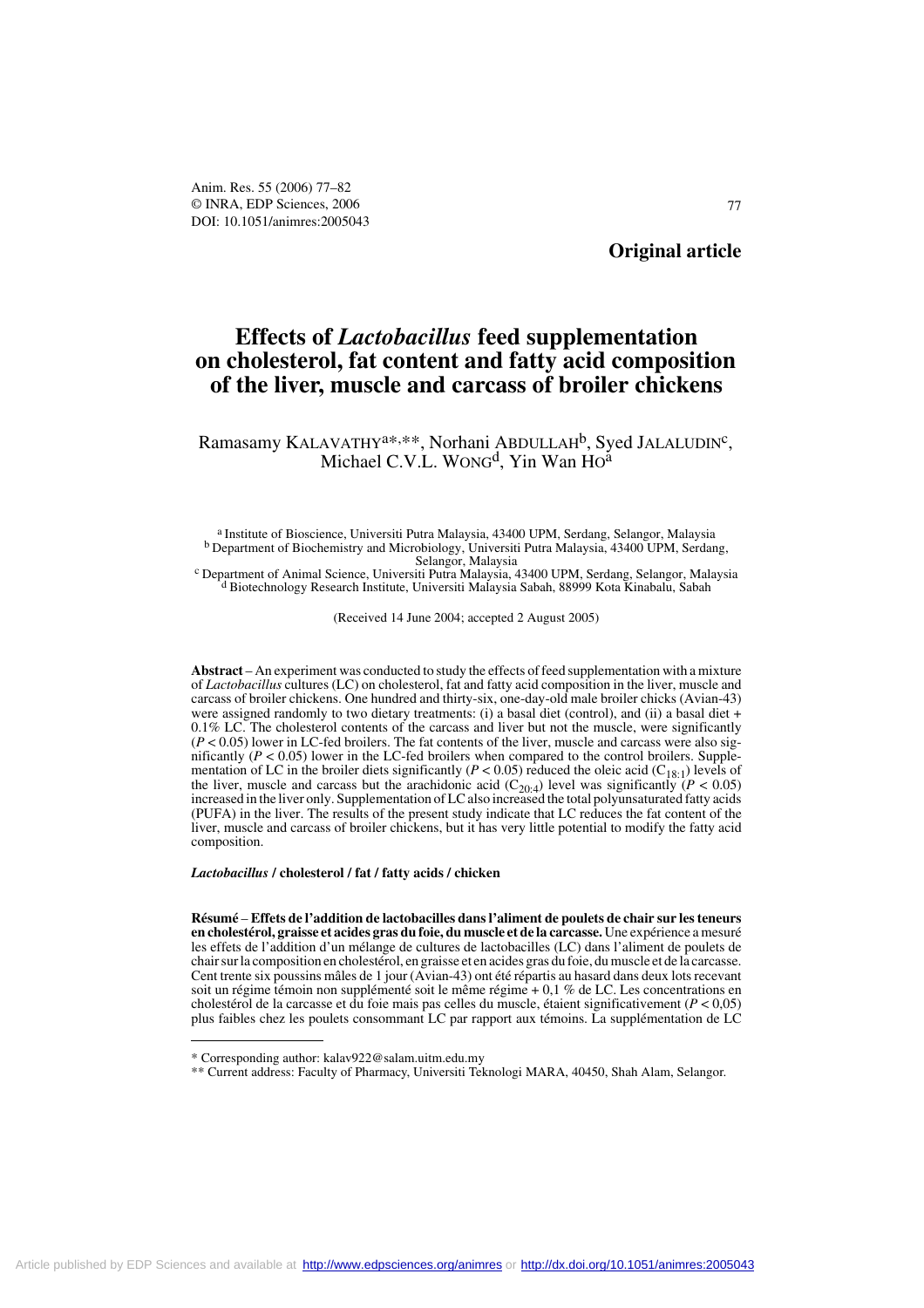**Original article**

# Effects of *Lactobacillus* feed supplementation on cholesterol, fat content and fatty acid composition of the liver, muscle and carcass of broiler chickens

Ramasamy KALAVATHY[a*,**], Norhani ABDULLAH[b], Syed JALALUDIN[c], Michael C.V.L. WONG[d], Yin Wan HO[a]

[a] Institute of Bioscience, Universiti Putra Malaysia, 43400 UPM, Serdang, Selangor, Malaysia
[b] Department of Biochemistry and Microbiology, Universiti Putra Malaysia, 43400 UPM, Serdang, Selangor, Malaysia
[c] Department of Animal Science, Universiti Putra Malaysia, 43400 UPM, Serdang, Selangor, Malaysia
[d] Biotechnology Research Institute, Universiti Malaysia Sabah, 88999 Kota Kinabalu, Sabah

(Received 14 June 2004; accepted 2 August 2005)

**Abstract** – An experiment was conducted to study the effects of feed supplementation with a mixture of *Lactobacillus* cultures (LC) on cholesterol, fat and fatty acid composition in the liver, muscle and carcass of broiler chickens. One hundred and thirty-six, one-day-old male broiler chicks (Avian-43) were assigned randomly to two dietary treatments: (i) a basal diet (control), and (ii) a basal diet + 0.1% LC. The cholesterol contents of the carcass and liver but not the muscle, were significantly ($P < 0.05$) lower in LC-fed broilers. The fat contents of the liver, muscle and carcass were also significantly ($P < 0.05$) lower in the LC-fed broilers when compared to the control broilers. Supplementation of LC in the broiler diets significantly ($P < 0.05$) reduced the oleic acid ($C_{18:1}$) levels of the liver, muscle and carcass but the arachidonic acid ($C_{20:4}$) level was significantly ($P < 0.05$) increased in the liver only. Supplementation of LC also increased the total polyunsaturated fatty acids (PUFA) in the liver. The results of the present study indicate that LC reduces the fat content of the liver, muscle and carcass of broiler chickens, but it has very little potential to modify the fatty acid composition.

***Lactobacillus* / cholesterol / fat / fatty acids / chicken**

**Résumé** – **Effets de l'addition de lactobacilles dans l'aliment de poulets de chair sur les teneurs en cholestérol, graisse et acides gras du foie, du muscle et de la carcasse.** Une expérience a mesuré les effets de l'addition d'un mélange de cultures de lactobacilles (LC) dans l'aliment de poulets de chair sur la composition en cholestérol, en graisse et en acides gras du foie, du muscle et de la carcasse. Cent trente six poussins mâles de 1 jour (Avian-43) ont été répartis au hasard dans deux lots recevant soit un régime témoin non supplémenté soit le même régime + 0,1 % de LC. Les concentrations en cholestérol de la carcasse et du foie mais pas celles du muscle, étaient significativement ($P < 0,05$) plus faibles chez les poulets consommant LC par rapport aux témoins. La supplémentation de LC

---

\* Corresponding author: kalav922@salam.uitm.edu.my
\*\* Current address: Faculty of Pharmacy, Universiti Teknologi MARA, 40450, Shah Alam, Selangor.

Article published by EDP Sciences and available at http://www.edpsciences.org/animres or http://dx.doi.org/10.1051/animres:2005043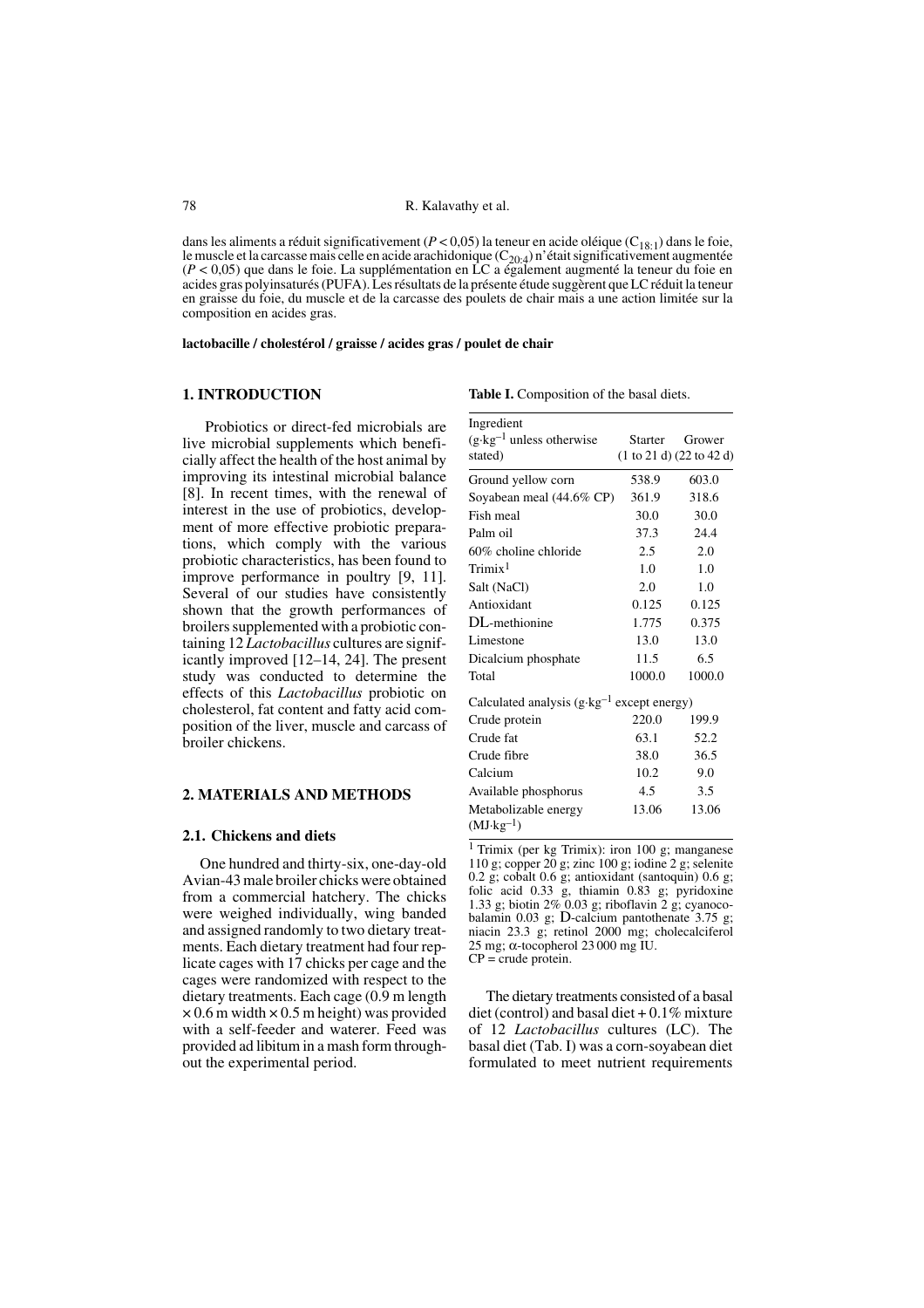dans les aliments a réduit significativement ($P < 0,05$) la teneur en acide oléique ($C_{18:1}$) dans le foie, le muscle et la carcasse mais celle en acide arachidonique ($C_{20:4}$) n'était significativement augmentée ($P < 0,05$) que dans le foie. La supplémentation en LC a également augmenté la teneur du foie en acides gras polyinsaturés (PUFA). Les résultats de la présente étude suggèrent que LC réduit la teneur en graisse du foie, du muscle et de la carcasse des poulets de chair mais a une action limitée sur la composition en acides gras.

**lactobacille / cholestérol / graisse / acides gras / poulet de chair**

## 1. INTRODUCTION

Probiotics or direct-fed microbials are live microbial supplements which beneficially affect the health of the host animal by improving its intestinal microbial balance [8]. In recent times, with the renewal of interest in the use of probiotics, development of more effective probiotic preparations, which comply with the various probiotic characteristics, has been found to improve performance in poultry [9, 11]. Several of our studies have consistently shown that the growth performances of broilers supplemented with a probiotic containing 12 *Lactobacillus* cultures are significantly improved [12–14, 24]. The present study was conducted to determine the effects of this *Lactobacillus* probiotic on cholesterol, fat content and fatty acid composition of the liver, muscle and carcass of broiler chickens.

## 2. MATERIALS AND METHODS

### 2.1. Chickens and diets

One hundred and thirty-six, one-day-old Avian-43 male broiler chicks were obtained from a commercial hatchery. The chicks were weighed individually, wing banded and assigned randomly to two dietary treatments. Each dietary treatment had four replicate cages with 17 chicks per cage and the cages were randomized with respect to the dietary treatments. Each cage (0.9 m length × 0.6 m width × 0.5 m height) was provided with a self-feeder and waterer. Feed was provided ad libitum in a mash form throughout the experimental period.

**Table I.** Composition of the basal diets.

| Ingredient ($g \cdot kg^{-1}$ unless otherwise stated) | Starter (1 to 21 d) | Grower (22 to 42 d) |
|---|---|---|
| Ground yellow corn | 538.9 | 603.0 |
| Soyabean meal (44.6% CP) | 361.9 | 318.6 |
| Fish meal | 30.0 | 30.0 |
| Palm oil | 37.3 | 24.4 |
| 60% choline chloride | 2.5 | 2.0 |
| Trimix[1] | 1.0 | 1.0 |
| Salt (NaCl) | 2.0 | 1.0 |
| Antioxidant | 0.125 | 0.125 |
| DL-methionine | 1.775 | 0.375 |
| Limestone | 13.0 | 13.0 |
| Dicalcium phosphate | 11.5 | 6.5 |
| Total | 1000.0 | 1000.0 |
| Calculated analysis ($g \cdot kg^{-1}$ except energy) | | |
| Crude protein | 220.0 | 199.9 |
| Crude fat | 63.1 | 52.2 |
| Crude fibre | 38.0 | 36.5 |
| Calcium | 10.2 | 9.0 |
| Available phosphorus | 4.5 | 3.5 |
| Metabolizable energy ($MJ \cdot kg^{-1}$) | 13.06 | 13.06 |

[1] Trimix (per kg Trimix): iron 100 g; manganese 110 g; copper 20 g; zinc 100 g; iodine 2 g; selenite 0.2 g; cobalt 0.6 g; antioxidant (santoquin) 0.6 g; folic acid 0.33 g, thiamin 0.83 g; pyridoxine 1.33 g; biotin 2% 0.03 g; riboflavin 2 g; cyanocobalamin 0.03 g; D-calcium pantothenate 3.75 g; niacin 23.3 g; retinol 2000 mg; cholecalciferol 25 mg; α-tocopherol 23 000 mg IU.
CP = crude protein.

The dietary treatments consisted of a basal diet (control) and basal diet + 0.1% mixture of 12 *Lactobacillus* cultures (LC). The basal diet (Tab. I) was a corn-soyabean diet formulated to meet nutrient requirements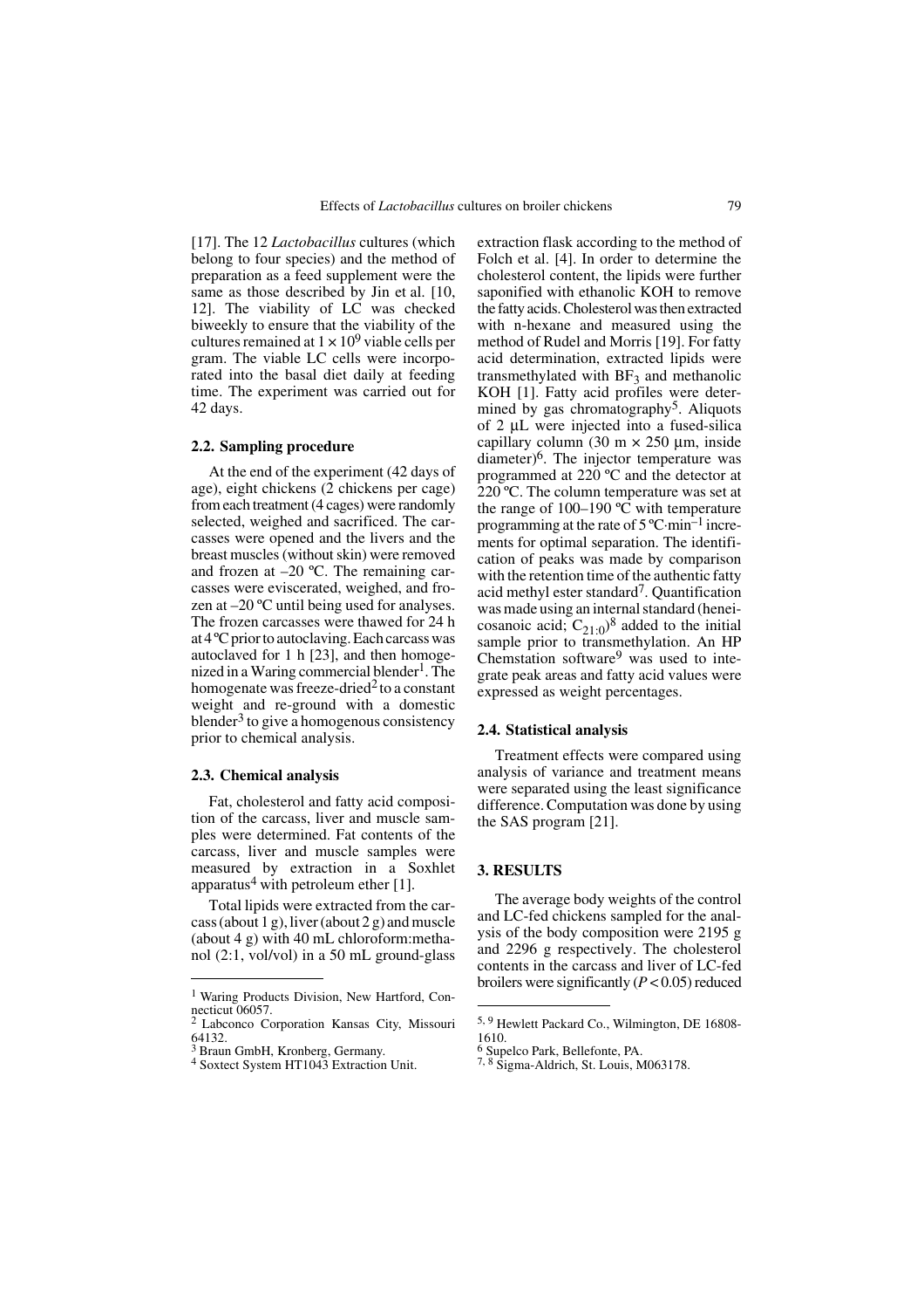[17]. The 12 *Lactobacillus* cultures (which belong to four species) and the method of preparation as a feed supplement were the same as those described by Jin et al. [10, 12]. The viability of LC was checked biweekly to ensure that the viability of the cultures remained at $1 \times 10^9$ viable cells per gram. The viable LC cells were incorporated into the basal diet daily at feeding time. The experiment was carried out for 42 days.

### 2.2. Sampling procedure

At the end of the experiment (42 days of age), eight chickens (2 chickens per cage) from each treatment (4 cages) were randomly selected, weighed and sacrificed. The carcasses were opened and the livers and the breast muscles (without skin) were removed and frozen at –20 °C. The remaining carcasses were eviscerated, weighed, and frozen at –20 °C until being used for analyses. The frozen carcasses were thawed for 24 h at 4 °C prior to autoclaving. Each carcass was autoclaved for 1 h [23], and then homogenized in a Waring commercial blender[1]. The homogenate was freeze-dried[2] to a constant weight and re-ground with a domestic blender[3] to give a homogenous consistency prior to chemical analysis.

### 2.3. Chemical analysis

Fat, cholesterol and fatty acid composition of the carcass, liver and muscle samples were determined. Fat contents of the carcass, liver and muscle samples were measured by extraction in a Soxhlet apparatus[4] with petroleum ether [1].

Total lipids were extracted from the carcass (about 1 g), liver (about 2 g) and muscle (about 4 g) with 40 mL chloroform:methanol (2:1, vol/vol) in a 50 mL ground-glass extraction flask according to the method of Folch et al. [4]. In order to determine the cholesterol content, the lipids were further saponified with ethanolic KOH to remove the fatty acids. Cholesterol was then extracted with n-hexane and measured using the method of Rudel and Morris [19]. For fatty acid determination, extracted lipids were transmethylated with $BF_3$ and methanolic KOH [1]. Fatty acid profiles were determined by gas chromatography[5]. Aliquots of 2 µL were injected into a fused-silica capillary column (30 m × 250 µm, inside diameter)[6]. The injector temperature was programmed at 220 °C and the detector at 220 °C. The column temperature was set at the range of 100–190 °C with temperature programming at the rate of 5 $°C \cdot min^{-1}$ increments for optimal separation. The identification of peaks was made by comparison with the retention time of the authentic fatty acid methyl ester standard[7]. Quantification was made using an internal standard (heneicosanoic acid; $C_{21:0}$)[8] added to the initial sample prior to transmethylation. An HP Chemstation software[9] was used to integrate peak areas and fatty acid values were expressed as weight percentages.

### 2.4. Statistical analysis

Treatment effects were compared using analysis of variance and treatment means were separated using the least significance difference. Computation was done by using the SAS program [21].

## 3. RESULTS

The average body weights of the control and LC-fed chickens sampled for the analysis of the body composition were 2195 g and 2296 g respectively. The cholesterol contents in the carcass and liver of LC-fed broilers were significantly ($P < 0.05$) reduced

---

[1] Waring Products Division, New Hartford, Connecticut 06057.

[2] Labconco Corporation Kansas City, Missouri 64132.

[3] Braun GmbH, Kronberg, Germany.

[4] Soxtect System HT1043 Extraction Unit.

[5, 9] Hewlett Packard Co., Wilmington, DE 16808-1610.

[6] Supelco Park, Bellefonte, PA.

[7, 8] Sigma-Aldrich, St. Louis, M063178.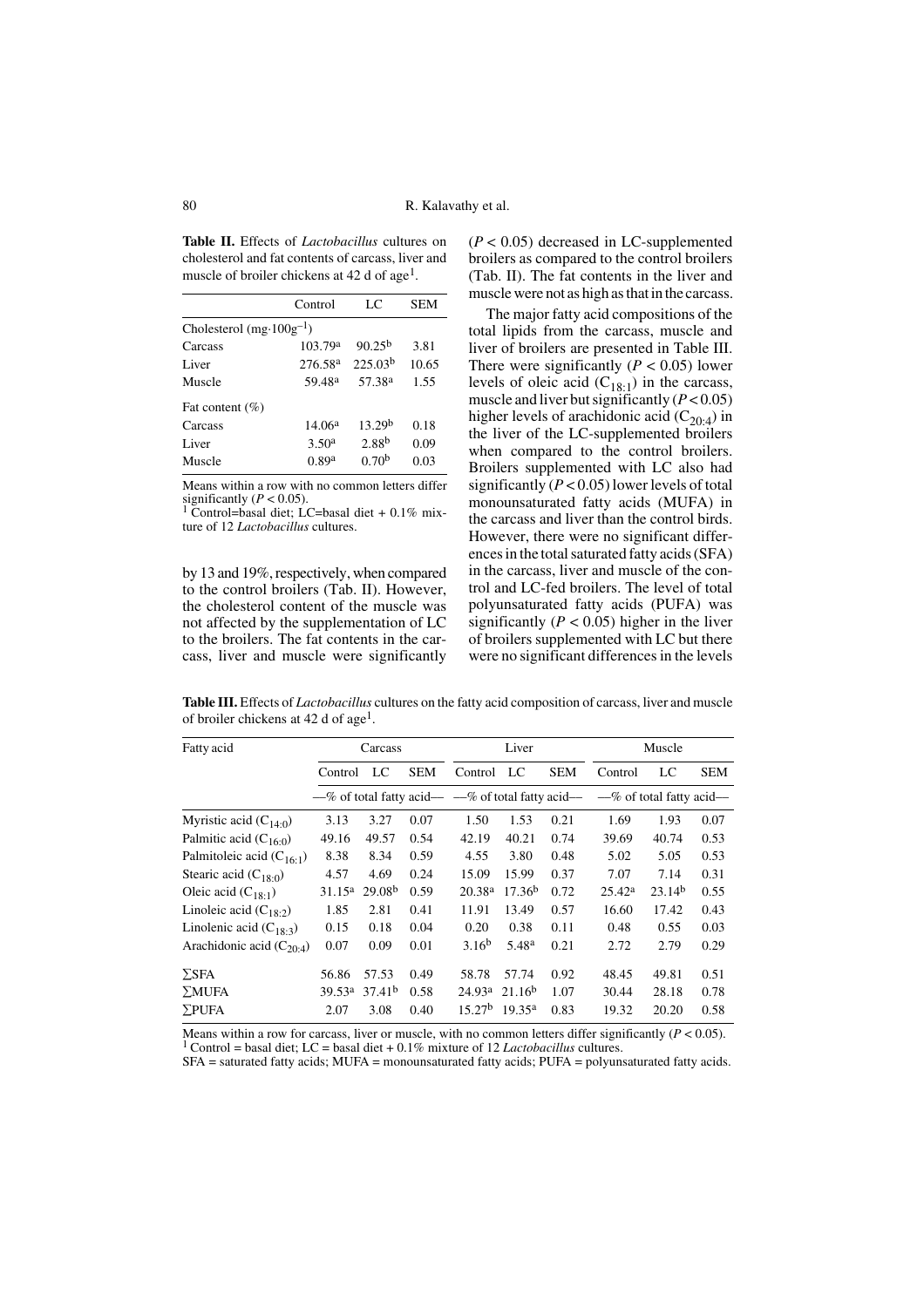**Table II.** Effects of *Lactobacillus* cultures on cholesterol and fat contents of carcass, liver and muscle of broiler chickens at 42 d of age[1].

| | Control | LC | SEM |
|---|---|---|---|
| Cholesterol ($mg \cdot 100g^{-1}$) | | | |
| Carcass | 103.79[a] | 90.25[b] | 3.81 |
| Liver | 276.58[a] | 225.03[b] | 10.65 |
| Muscle | 59.48[a] | 57.38[a] | 1.55 |
| Fat content (%) | | | |
| Carcass | 14.06[a] | 13.29[b] | 0.18 |
| Liver | 3.50[a] | 2.88[b] | 0.09 |
| Muscle | 0.89[a] | 0.70[b] | 0.03 |

Means within a row with no common letters differ significantly ($P < 0.05$).
[1] Control=basal diet; LC=basal diet + 0.1% mixture of 12 *Lactobacillus* cultures.

by 13 and 19%, respectively, when compared to the control broilers (Tab. II). However, the cholesterol content of the muscle was not affected by the supplementation of LC to the broilers. The fat contents in the carcass, liver and muscle were significantly ($P < 0.05$) decreased in LC-supplemented broilers as compared to the control broilers (Tab. II). The fat contents in the liver and muscle were not as high as that in the carcass.

The major fatty acid compositions of the total lipids from the carcass, muscle and liver of broilers are presented in Table III. There were significantly ($P < 0.05$) lower levels of oleic acid ($C_{18:1}$) in the carcass, muscle and liver but significantly ($P < 0.05$) higher levels of arachidonic acid ($C_{20:4}$) in the liver of the LC-supplemented broilers when compared to the control broilers. Broilers supplemented with LC also had significantly ($P < 0.05$) lower levels of total monounsaturated fatty acids (MUFA) in the carcass and liver than the control birds. However, there were no significant differences in the total saturated fatty acids (SFA) in the carcass, liver and muscle of the control and LC-fed broilers. The level of total polyunsaturated fatty acids (PUFA) was significantly ($P < 0.05$) higher in the liver of broilers supplemented with LC but there were no significant differences in the levels

**Table III.** Effects of *Lactobacillus* cultures on the fatty acid composition of carcass, liver and muscle of broiler chickens at 42 d of age[1].

| Fatty acid | Carcass | | | Liver | | | Muscle | | |
|---|---|---|---|---|---|---|---|---|---|
| | Control | LC | SEM | Control | LC | SEM | Control | LC | SEM |
| | —% of total fatty acid— | | | —% of total fatty acid— | | | —% of total fatty acid— | | |
| Myristic acid ($C_{14:0}$) | 3.13 | 3.27 | 0.07 | 1.50 | 1.53 | 0.21 | 1.69 | 1.93 | 0.07 |
| Palmitic acid ($C_{16:0}$) | 49.16 | 49.57 | 0.54 | 42.19 | 40.21 | 0.74 | 39.69 | 40.74 | 0.53 |
| Palmitoleic acid ($C_{16:1}$) | 8.38 | 8.34 | 0.59 | 4.55 | 3.80 | 0.48 | 5.02 | 5.05 | 0.53 |
| Stearic acid ($C_{18:0}$) | 4.57 | 4.69 | 0.24 | 15.09 | 15.99 | 0.37 | 7.07 | 7.14 | 0.31 |
| Oleic acid ($C_{18:1}$) | 31.15[a] | 29.08[b] | 0.59 | 20.38[a] | 17.36[b] | 0.72 | 25.42[a] | 23.14[b] | 0.55 |
| Linoleic acid ($C_{18:2}$) | 1.85 | 2.81 | 0.41 | 11.91 | 13.49 | 0.57 | 16.60 | 17.42 | 0.43 |
| Linolenic acid ($C_{18:3}$) | 0.15 | 0.18 | 0.04 | 0.20 | 0.38 | 0.11 | 0.48 | 0.55 | 0.03 |
| Arachidonic acid ($C_{20:4}$) | 0.07 | 0.09 | 0.01 | 3.16[b] | 5.48[a] | 0.21 | 2.72 | 2.79 | 0.29 |
| ∑SFA | 56.86 | 57.53 | 0.49 | 58.78 | 57.74 | 0.92 | 48.45 | 49.81 | 0.51 |
| ∑MUFA | 39.53[a] | 37.41[b] | 0.58 | 24.93[a] | 21.16[b] | 1.07 | 30.44 | 28.18 | 0.78 |
| ∑PUFA | 2.07 | 3.08 | 0.40 | 15.27[b] | 19.35[a] | 0.83 | 19.32 | 20.20 | 0.58 |

Means within a row for carcass, liver or muscle, with no common letters differ significantly ($P < 0.05$).
[1] Control = basal diet; LC = basal diet + 0.1% mixture of 12 *Lactobacillus* cultures.
SFA = saturated fatty acids; MUFA = monounsaturated fatty acids; PUFA = polyunsaturated fatty acids.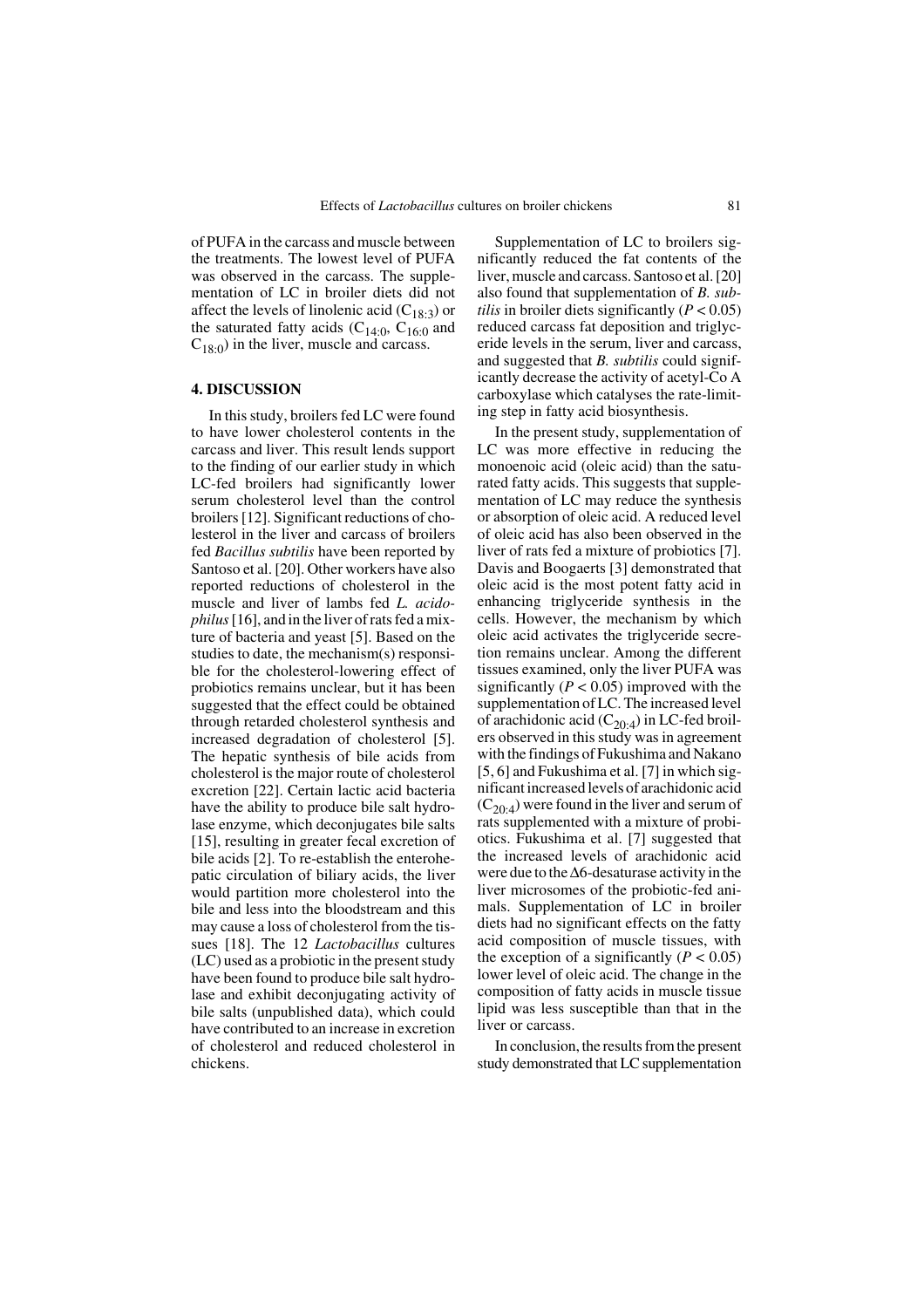of PUFA in the carcass and muscle between the treatments. The lowest level of PUFA was observed in the carcass. The supplementation of LC in broiler diets did not affect the levels of linolenic acid ($C_{18:3}$) or the saturated fatty acids ($C_{14:0}$, $C_{16:0}$ and $C_{18:0}$) in the liver, muscle and carcass.

## 4. DISCUSSION

In this study, broilers fed LC were found to have lower cholesterol contents in the carcass and liver. This result lends support to the finding of our earlier study in which LC-fed broilers had significantly lower serum cholesterol level than the control broilers [12]. Significant reductions of cholesterol in the liver and carcass of broilers fed *Bacillus subtilis* have been reported by Santoso et al. [20]. Other workers have also reported reductions of cholesterol in the muscle and liver of lambs fed *L. acidophilus* [16], and in the liver of rats fed a mixture of bacteria and yeast [5]. Based on the studies to date, the mechanism(s) responsible for the cholesterol-lowering effect of probiotics remains unclear, but it has been suggested that the effect could be obtained through retarded cholesterol synthesis and increased degradation of cholesterol [5]. The hepatic synthesis of bile acids from cholesterol is the major route of cholesterol excretion [22]. Certain lactic acid bacteria have the ability to produce bile salt hydrolase enzyme, which deconjugates bile salts [15], resulting in greater fecal excretion of bile acids [2]. To re-establish the enterohepatic circulation of biliary acids, the liver would partition more cholesterol into the bile and less into the bloodstream and this may cause a loss of cholesterol from the tissues [18]. The 12 *Lactobacillus* cultures (LC) used as a probiotic in the present study have been found to produce bile salt hydrolase and exhibit deconjugating activity of bile salts (unpublished data), which could have contributed to an increase in excretion of cholesterol and reduced cholesterol in chickens.

Supplementation of LC to broilers significantly reduced the fat contents of the liver, muscle and carcass. Santoso et al. [20] also found that supplementation of *B. subtilis* in broiler diets significantly ($P < 0.05$) reduced carcass fat deposition and triglyceride levels in the serum, liver and carcass, and suggested that *B. subtilis* could significantly decrease the activity of acetyl-Co A carboxylase which catalyses the rate-limiting step in fatty acid biosynthesis.

In the present study, supplementation of LC was more effective in reducing the monoenoic acid (oleic acid) than the saturated fatty acids. This suggests that supplementation of LC may reduce the synthesis or absorption of oleic acid. A reduced level of oleic acid has also been observed in the liver of rats fed a mixture of probiotics [7]. Davis and Boogaerts [3] demonstrated that oleic acid is the most potent fatty acid in enhancing triglyceride synthesis in the cells. However, the mechanism by which oleic acid activates the triglyceride secretion remains unclear. Among the different tissues examined, only the liver PUFA was significantly ($P < 0.05$) improved with the supplementation of LC. The increased level of arachidonic acid ($C_{20:4}$) in LC-fed broilers observed in this study was in agreement with the findings of Fukushima and Nakano [5, 6] and Fukushima et al. [7] in which significant increased levels of arachidonic acid ($C_{20:4}$) were found in the liver and serum of rats supplemented with a mixture of probiotics. Fukushima et al. [7] suggested that the increased levels of arachidonic acid were due to the $\Delta$6-desaturase activity in the liver microsomes of the probiotic-fed animals. Supplementation of LC in broiler diets had no significant effects on the fatty acid composition of muscle tissues, with the exception of a significantly ($P < 0.05$) lower level of oleic acid. The change in the composition of fatty acids in muscle tissue lipid was less susceptible than that in the liver or carcass.

In conclusion, the results from the present study demonstrated that LC supplementation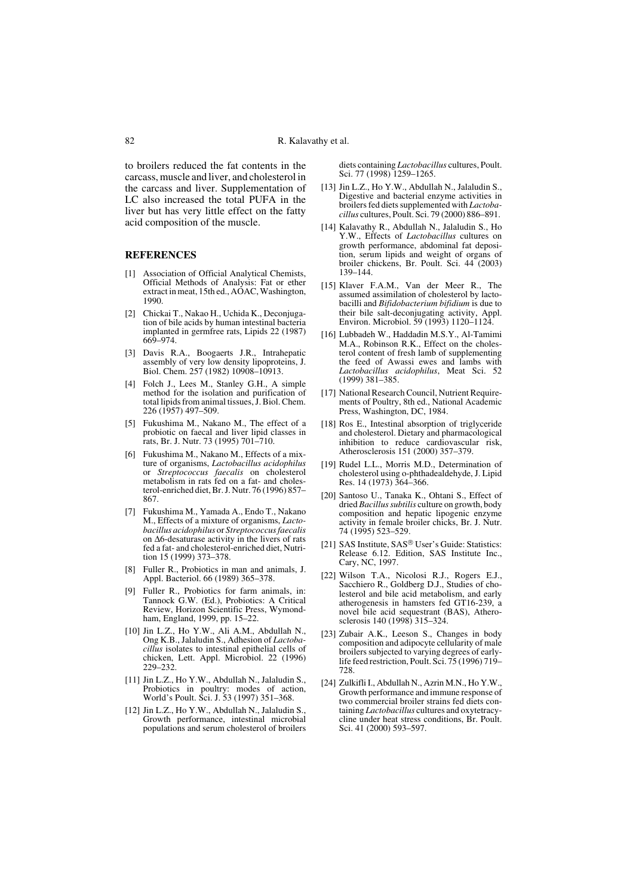to broilers reduced the fat contents in the carcass, muscle and liver, and cholesterol in the carcass and liver. Supplementation of LC also increased the total PUFA in the liver but has very little effect on the fatty acid composition of the muscle.

## REFERENCES

[1] Association of Official Analytical Chemists, Official Methods of Analysis: Fat or ether extract in meat, 15th ed., AOAC, Washington, 1990.

[2] Chickai T., Nakao H., Uchida K., Deconjugation of bile acids by human intestinal bacteria implanted in germfree rats, Lipids 22 (1987) 669–974.

[3] Davis R.A., Boogaerts J.R., Intrahepatic assembly of very low density lipoproteins, J. Biol. Chem. 257 (1982) 10908–10913.

[4] Folch J., Lees M., Stanley G.H., A simple method for the isolation and purification of total lipids from animal tissues, J. Biol. Chem. 226 (1957) 497–509.

[5] Fukushima M., Nakano M., The effect of a probiotic on faecal and liver lipid classes in rats, Br. J. Nutr. 73 (1995) 701–710.

[6] Fukushima M., Nakano M., Effects of a mixture of organisms, *Lactobacillus acidophilus* or *Streptococcus faecalis* on cholesterol metabolism in rats fed on a fat- and cholesterol-enriched diet, Br. J. Nutr. 76 (1996) 857–867.

[7] Fukushima M., Yamada A., Endo T., Nakano M., Effects of a mixture of organisms, *Lactobacillus acidophilus* or *Streptococcus faecalis* on Δ6-desaturase activity in the livers of rats fed a fat- and cholesterol-enriched diet, Nutrition 15 (1999) 373–378.

[8] Fuller R., Probiotics in man and animals, J. Appl. Bacteriol. 66 (1989) 365–378.

[9] Fuller R., Probiotics for farm animals, in: Tannock G.W. (Ed.), Probiotics: A Critical Review, Horizon Scientific Press, Wymondham, England, 1999, pp. 15–22.

[10] Jin L.Z., Ho Y.W., Ali A.M., Abdullah N., Ong K.B., Jalaludin S., Adhesion of *Lactobacillus* isolates to intestinal epithelial cells of chicken, Lett. Appl. Microbiol. 22 (1996) 229–232.

[11] Jin L.Z., Ho Y.W., Abdullah N., Jalaludin S., Probiotics in poultry: modes of action, World's Poult. Sci. J. 53 (1997) 351–368.

[12] Jin L.Z., Ho Y.W., Abdullah N., Jalaludin S., Growth performance, intestinal microbial populations and serum cholesterol of broilers diets containing *Lactobacillus* cultures, Poult. Sci. 77 (1998) 1259–1265.

[13] Jin L.Z., Ho Y.W., Abdullah N., Jalaludin S., Digestive and bacterial enzyme activities in broilers fed diets supplemented with *Lactobacillus* cultures, Poult. Sci. 79 (2000) 886–891.

[14] Kalavathy R., Abdullah N., Jalaludin S., Ho Y.W., Effects of *Lactobacillus* cultures on growth performance, abdominal fat deposition, serum lipids and weight of organs of broiler chickens, Br. Poult. Sci. 44 (2003) 139–144.

[15] Klaver F.A.M., Van der Meer R., The assumed assimilation of cholesterol by lactobacilli and *Bifidobacterium bifidium* is due to their bile salt-deconjugating activity, Appl. Environ. Microbiol. 59 (1993) 1120–1124.

[16] Lubbadeh W., Haddadin M.S.Y., Al-Tamimi M.A., Robinson R.K., Effect on the cholesterol content of fresh lamb of supplementing the feed of Awassi ewes and lambs with *Lactobacillus acidophilus*, Meat Sci. 52 (1999) 381–385.

[17] National Research Council, Nutrient Requirements of Poultry, 8th ed., National Academic Press, Washington, DC, 1984.

[18] Ros E., Intestinal absorption of triglyceride and cholesterol. Dietary and pharmacological inhibition to reduce cardiovascular risk, Atherosclerosis 151 (2000) 357–379.

[19] Rudel L.L., Morris M.D., Determination of cholesterol using o-phthadealdehyde, J. Lipid Res. 14 (1973) 364–366.

[20] Santoso U., Tanaka K., Ohtani S., Effect of dried *Bacillus subtilis* culture on growth, body composition and hepatic lipogenic enzyme activity in female broiler chicks, Br. J. Nutr. 74 (1995) 523–529.

[21] SAS Institute, SAS® User's Guide: Statistics: Release 6.12. Edition, SAS Institute Inc., Cary, NC, 1997.

[22] Wilson T.A., Nicolosi R.J., Rogers E.J., Sacchiero R., Goldberg D.J., Studies of cholesterol and bile acid metabolism, and early atherogenesis in hamsters fed GT16-239, a novel bile acid sequestrant (BAS), Atherosclerosis 140 (1998) 315–324.

[23] Zubair A.K., Leeson S., Changes in body composition and adipocyte cellularity of male broilers subjected to varying degrees of early-life feed restriction, Poult. Sci. 75 (1996) 719–728.

[24] Zulkifli I., Abdullah N., Azrin M.N., Ho Y.W., Growth performance and immune response of two commercial broiler strains fed diets containing *Lactobacillus* cultures and oxytetracycline under heat stress conditions, Br. Poult. Sci. 41 (2000) 593–597.